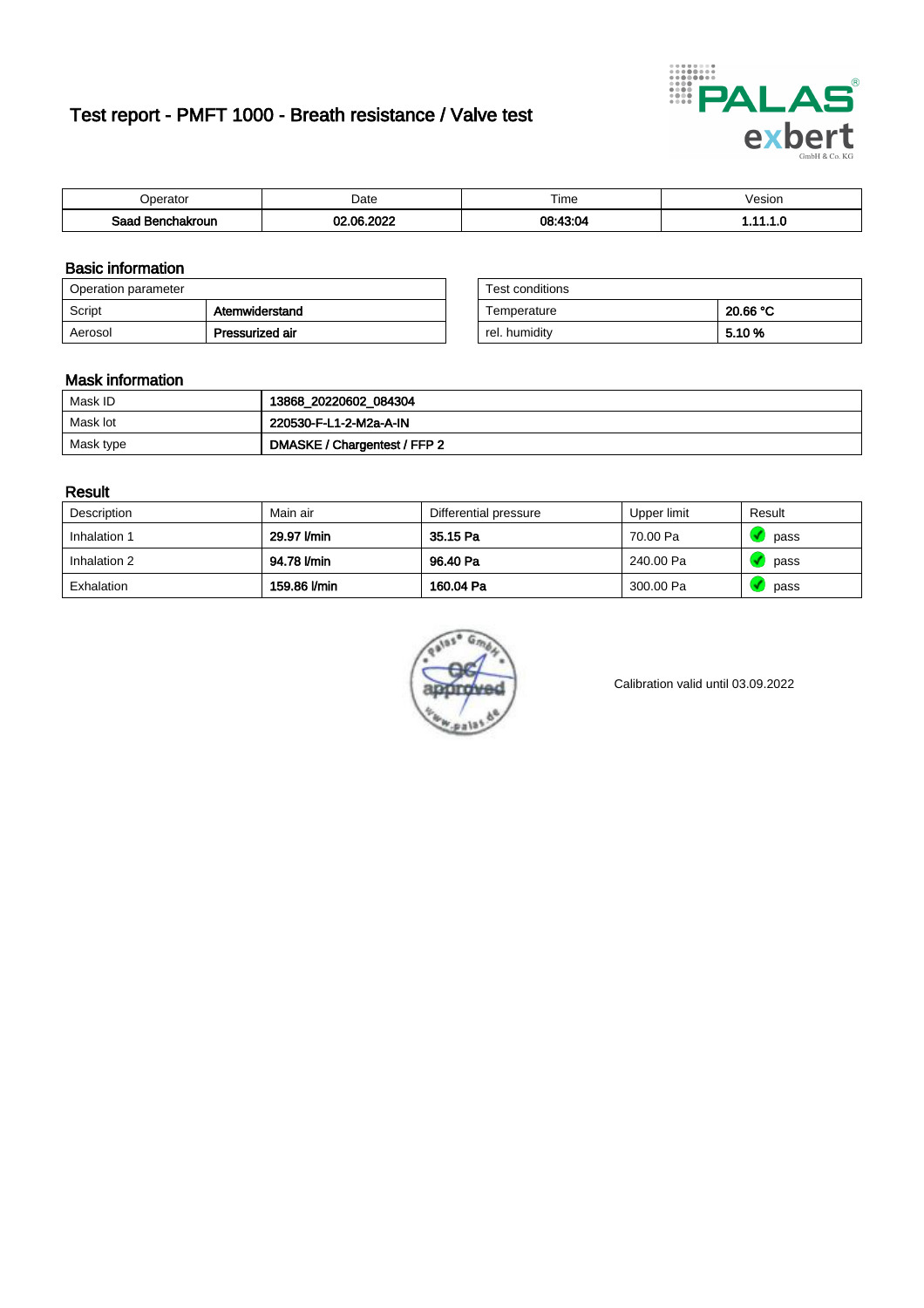# Test report - PMFT 1000 - Breath resistance / Valve test

| Operator | Date | Time | Vesion |
|---|---|---|---|
| **Saad Benchakroun** | **02.06.2022** | **08:43:04** | **1.11.1.0** |

## Basic information

| Operation parameter | |
|---|---|
| Script | **Atemwiderstand** |
| Aerosol | **Pressurized air** |

| Test conditions | |
|---|---|
| Temperature | **20.66 °C** |
| rel. humidity | **5.10 %** |

## Mask information

| | |
|---|---|
| Mask ID | **13868_20220602_084304** |
| Mask lot | **220530-F-L1-2-M2a-A-IN** |
| Mask type | **DMASKE / Chargentest / FFP 2** |

## Result

| Description | Main air | Differential pressure | Upper limit | Result |
|---|---|---|---|---|
| Inhalation 1 | **29.97 l/min** | **35.15 Pa** | 70.00 Pa | pass |
| Inhalation 2 | **94.78 l/min** | **96.40 Pa** | 240.00 Pa | pass |
| Exhalation | **159.86 l/min** | **160.04 Pa** | 300.00 Pa | pass |

Calibration valid until 03.09.2022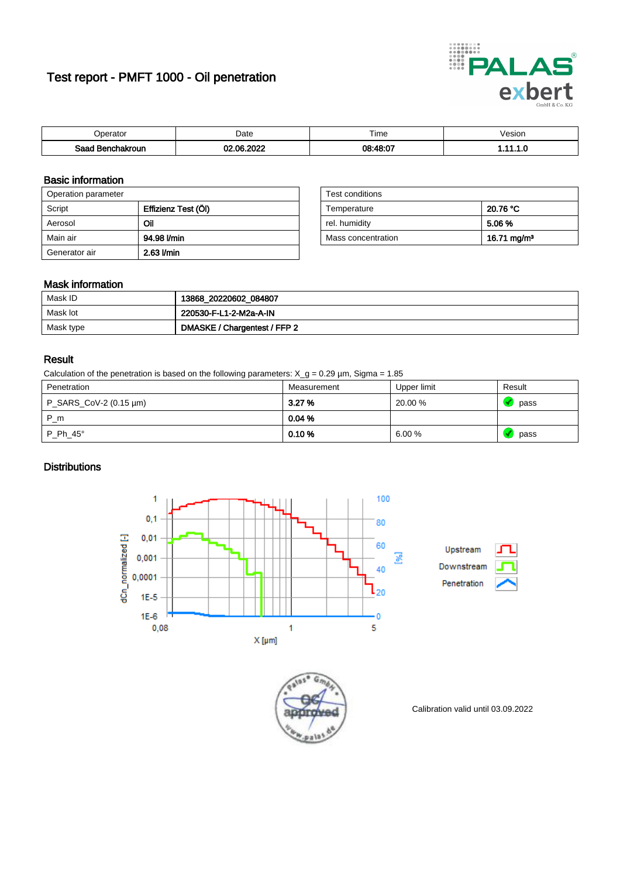# Test report - PMFT 1000 - Oil penetration

PALAS exbert GmbH & Co. KG

| Operator | Date | Time | Vesion |
|---|---|---|---|
| **Saad Benchakroun** | **02.06.2022** | **08:48:07** | **1.11.1.0** |

## Basic information

| Operation parameter | |
|---|---|
| Script | **Effizienz Test (Öl)** |
| Aerosol | **Oil** |
| Main air | **94.98 l/min** |
| Generator air | **2.63 l/min** |

| Test conditions | |
|---|---|
| Temperature | **20.76 °C** |
| rel. humidity | **5.06 %** |
| Mass concentration | **16.71 mg/m³** |

## Mask information

| | |
|---|---|
| Mask ID | **13868_20220602_084807** |
| Mask lot | **220530-F-L1-2-M2a-A-IN** |
| Mask type | **DMASKE / Chargentest / FFP 2** |

## Result

Calculation of the penetration is based on the following parameters: X_g = 0.29 µm, Sigma = 1.85

| Penetration | Measurement | Upper limit | Result |
|---|---|---|---|
| P_SARS_CoV-2 (0.15 µm) | **3.27 %** | 20.00 % | pass |
| P_m | **0.04 %** | | |
| P_Ph_45° | **0.10 %** | 6.00 % | pass |

## Distributions

dCn_normalized [-]
1
0,1
0,01
0,001
0,0001
1E-5
1E-6
0,08
1
5
X [µm]
[%]
100
80
60
40
20
0
Upstream
Downstream
Penetration

QC approved
Palas® GmbH
www.palas.de

Calibration valid until 03.09.2022